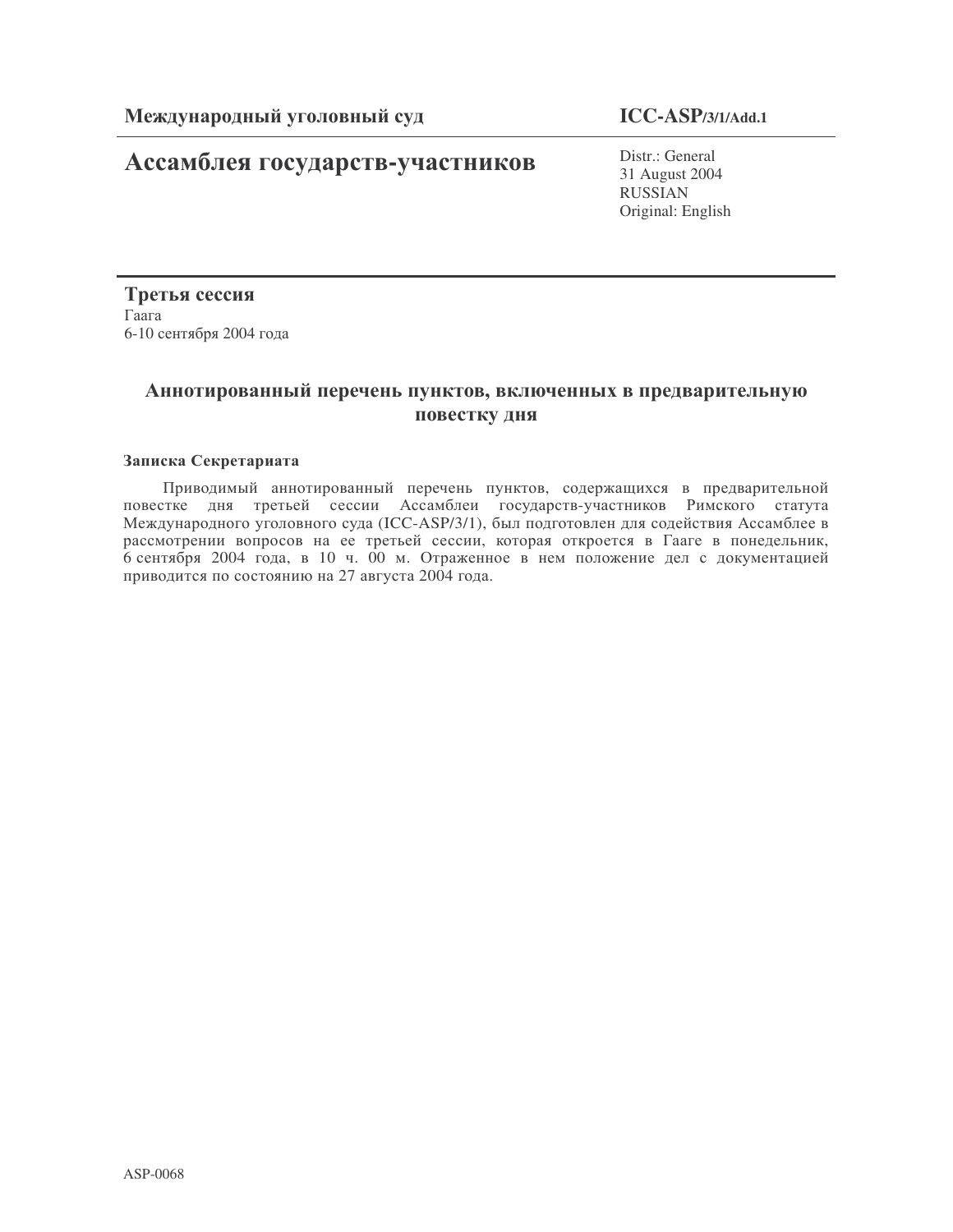**Международный уголовный суд** **ICC-ASP/3/1/Add.1**

# Ассамблея государств-участников

Distr.: General
31 August 2004
RUSSIAN
Original: English

**Третья сессия**
Гаага
6-10 сентября 2004 года

## Аннотированный перечень пунктов, включенных в предварительную повестку дня

### Записка Секретариата

Приводимый аннотированный перечень пунктов, содержащихся в предварительной повестке дня третьей сессии Ассамблеи государств-участников Римского статута Международного уголовного суда (ICC-ASP/3/1), был подготовлен для содействия Ассамблее в рассмотрении вопросов на ее третьей сессии, которая откроется в Гааге в понедельник, 6 сентября 2004 года, в 10 ч. 00 м. Отраженное в нем положение дел с документацией приводится по состоянию на 27 августа 2004 года.

ASP-0068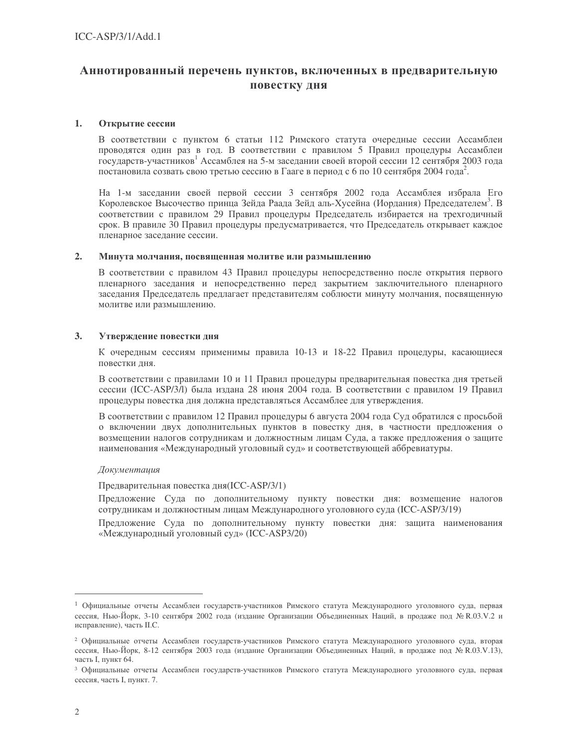# Аннотированный перечень пунктов, включенных в предварительную повестку дня

## 1. Открытие сессии

В соответствии с пунктом 6 статьи 112 Римского статута очередные сессии Ассамблеи проводятся один раз в год. В соответствии с правилом 5 Правил процедуры Ассамблеи государств-участников[1] Ассамблея на 5-м заседании своей второй сессии 12 сентября 2003 года постановила созвать свою третью сессию в Гааге в период с 6 по 10 сентября 2004 года[2].

На 1-м заседании своей первой сессии 3 сентября 2002 года Ассамблея избрала Его Королевское Высочество принца Зейда Раада Зейд аль-Хусейна (Иордания) Председателем[3]. В соответствии с правилом 29 Правил процедуры Председатель избирается на трехгодичный срок. В правиле 30 Правил процедуры предусматривается, что Председатель открывает каждое пленарное заседание сессии.

## 2. Минута молчания, посвященная молитве или размышлению

В соответствии с правилом 43 Правил процедуры непосредственно после открытия первого пленарного заседания и непосредственно перед закрытием заключительного пленарного заседания Председатель предлагает представителям соблюсти минуту молчания, посвященную молитве или размышлению.

## 3. Утверждение повестки дня

К очередным сессиям применимы правила 10-13 и 18-22 Правил процедуры, касающиеся повестки дня.

В соответствии с правилами 10 и 11 Правил процедуры предварительная повестка дня третьей сессии (ICC-ASP/3/l) была издана 28 июня 2004 года. В соответствии с правилом 19 Правил процедуры повестка дня должна представляться Ассамблее для утверждения.

В соответствии с правилом 12 Правил процедуры 6 августа 2004 года Суд обратился с просьбой о включении двух дополнительных пунктов в повестку дня, в частности предложения о возмещении налогов сотрудникам и должностным лицам Суда, а также предложения о защите наименования «Международный уголовный суд» и соответствующей аббревиатуры.

*Документация*

Предварительная повестка дня(ICC-ASP/3/1)

Предложение Суда по дополнительному пункту повестки дня: возмещение налогов сотрудникам и должностным лицам Международного уголовного суда (ICC-ASP/3/19)

Предложение Суда по дополнительному пункту повестки дня: защита наименования «Международный уголовный суд» (ICC-ASP3/20)

---

[1] Официальные отчеты Ассамблеи государств-участников Римского статута Международного уголовного суда, первая сессия, Нью-Йорк, 3-10 сентября 2002 года (издание Организации Объединенных Наций, в продаже под № R.03.V.2 и исправление), часть II.C.

[2] Официальные отчеты Ассамблеи государств-участников Римского статута Международного уголовного суда, вторая сессия, Нью-Йорк, 8-12 сентября 2003 года (издание Организации Объединенных Наций, в продаже под № R.03.V.13), часть I, пункт 64.

[3] Официальные отчеты Ассамблеи государств-участников Римского статута Международного уголовного суда, первая сессия, часть I, пункт. 7.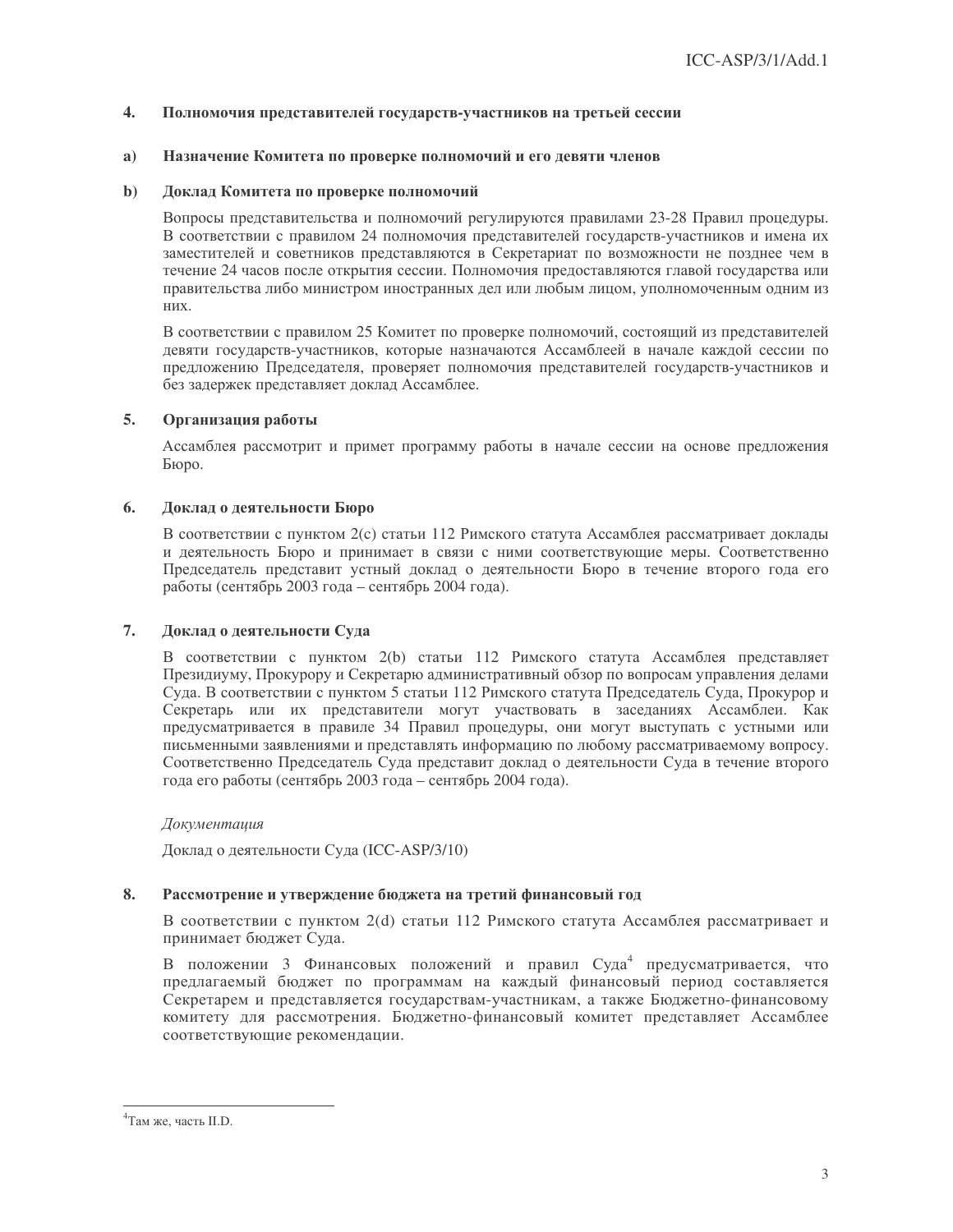## 4. Полномочия представителей государств-участников на третьей сессии

### a) Назначение Комитета по проверке полномочий и его девяти членов

### b) Доклад Комитета по проверке полномочий

Вопросы представительства и полномочий регулируются правилами 23-28 Правил процедуры. В соответствии с правилом 24 полномочия представителей государств-участников и имена их заместителей и советников представляются в Секретариат по возможности не позднее чем в течение 24 часов после открытия сессии. Полномочия предоставляются главой государства или правительства либо министром иностранных дел или любым лицом, уполномоченным одним из них.

В соответствии с правилом 25 Комитет по проверке полномочий, состоящий из представителей девяти государств-участников, которые назначаются Ассамблеей в начале каждой сессии по предложению Председателя, проверяет полномочия представителей государств-участников и без задержек представляет доклад Ассамблее.

## 5. Организация работы

Ассамблея рассмотрит и примет программу работы в начале сессии на основе предложения Бюро.

## 6. Доклад о деятельности Бюро

В соответствии с пунктом 2(c) статьи 112 Римского статута Ассамблея рассматривает доклады и деятельность Бюро и принимает в связи с ними соответствующие меры. Соответственно Председатель представит устный доклад о деятельности Бюро в течение второго года его работы (сентябрь 2003 года – сентябрь 2004 года).

## 7. Доклад о деятельности Суда

В соответствии с пунктом 2(b) статьи 112 Римского статута Ассамблея представляет Президиуму, Прокурору и Секретарю административный обзор по вопросам управления делами Суда. В соответствии с пунктом 5 статьи 112 Римского статута Председатель Суда, Прокурор и Секретарь или их представители могут участвовать в заседаниях Ассамблеи. Как предусматривается в правиле 34 Правил процедуры, они могут выступать с устными или письменными заявлениями и представлять информацию по любому рассматриваемому вопросу. Соответственно Председатель Суда представит доклад о деятельности Суда в течение второго года его работы (сентябрь 2003 года – сентябрь 2004 года).

*Документация*

Доклад о деятельности Суда (ICC-ASP/3/10)

## 8. Рассмотрение и утверждение бюджета на третий финансовый год

В соответствии с пунктом 2(d) статьи 112 Римского статута Ассамблея рассматривает и принимает бюджет Суда.

В положении 3 Финансовых положений и правил Суда[4] предусматривается, что предлагаемый бюджет по программам на каждый финансовый период составляется Секретарем и представляется государствам-участникам, а также Бюджетно-финансовому комитету для рассмотрения. Бюджетно-финансовый комитет представляет Ассамблее соответствующие рекомендации.

---

[4] Там же, часть II.D.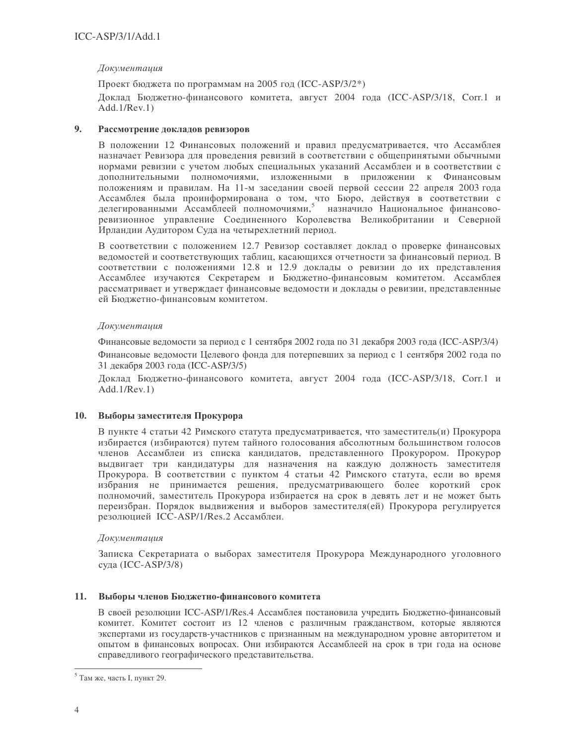*Документация*

Проект бюджета по программам на 2005 год (ICC-ASP/3/2*)

Доклад Бюджетно-финансового комитета, август 2004 года (ICC-ASP/3/18, Corr.1 и Add.1/Rev.1)

### 9. Рассмотрение докладов ревизоров

В положении 12 Финансовых положений и правил предусматривается, что Ассамблея назначает Ревизора для проведения ревизий в соответствии с общепринятыми обычными нормами ревизии с учетом любых специальных указаний Ассамблеи и в соответствии с дополнительными полномочиями, изложенными в приложении к Финансовым положениям и правилам. На 11-м заседании своей первой сессии 22 апреля 2003 года Ассамблея была проинформирована о том, что Бюро, действуя в соответствии с делегированными Ассамблеей полномочиями,[5] назначило Национальное финансово-ревизионное управление Соединенного Королевства Великобритании и Северной Ирландии Аудитором Суда на четырехлетний период.

В соответствии с положением 12.7 Ревизор составляет доклад о проверке финансовых ведомостей и соответствующих таблиц, касающихся отчетности за финансовый период. В соответствии с положениями 12.8 и 12.9 доклады о ревизии до их представления Ассамблее изучаются Секретарем и Бюджетно-финансовым комитетом. Ассамблея рассматривает и утверждает финансовые ведомости и доклады о ревизии, представленные ей Бюджетно-финансовым комитетом.

*Документация*

Финансовые ведомости за период с 1 сентября 2002 года по 31 декабря 2003 года (ICC-ASP/3/4)

Финансовые ведомости Целевого фонда для потерпевших за период с 1 сентября 2002 года по 31 декабря 2003 года (ICC-ASP/3/5)

Доклад Бюджетно-финансового комитета, август 2004 года (ICC-ASP/3/18, Corr.1 и Add.1/Rev.1)

### 10. Выборы заместителя Прокурора

В пункте 4 статьи 42 Римского статута предусматривается, что заместитель(и) Прокурора избирается (избираются) путем тайного голосования абсолютным большинством голосов членов Ассамблеи из списка кандидатов, представленного Прокурором. Прокурор выдвигает три кандидатуры для назначения на каждую должность заместителя Прокурора. В соответствии с пунктом 4 статьи 42 Римского статута, если во время избрания не принимается решения, предусматривающего более короткий срок полномочий, заместитель Прокурора избирается на срок в девять лет и не может быть переизбран. Порядок выдвижения и выборов заместителя(ей) Прокурора регулируется резолюцией ICC-ASP/1/Res.2 Ассамблеи.

*Документация*

Записка Секретариата о выборах заместителя Прокурора Международного уголовного суда (ICC-ASP/3/8)

### 11. Выборы членов Бюджетно-финансового комитета

В своей резолюции ICC-ASP/1/Res.4 Ассамблея постановила учредить Бюджетно-финансовый комитет. Комитет состоит из 12 членов с различным гражданством, которые являются экспертами из государств-участников с признанным на международном уровне авторитетом и опытом в финансовых вопросах. Они избираются Ассамблеей на срок в три года на основе справедливого географического представительства.

---

[5] Там же, часть I, пункт 29.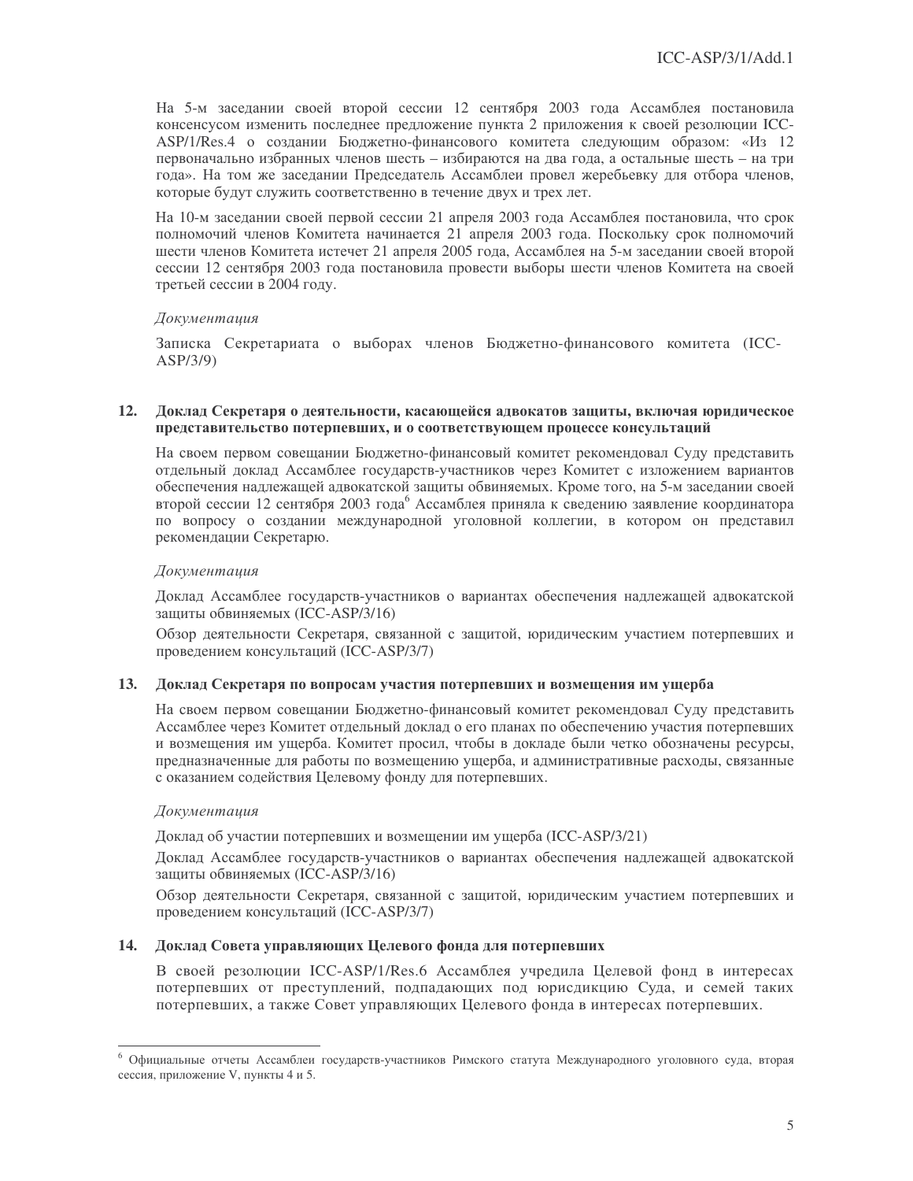На 5-м заседании своей второй сессии 12 сентября 2003 года Ассамблея постановила консенсусом изменить последнее предложение пункта 2 приложения к своей резолюции ICC-ASP/1/Res.4 о создании Бюджетно-финансового комитета следующим образом: «Из 12 первоначально избранных членов шесть – избираются на два года, а остальные шесть – на три года». На том же заседании Председатель Ассамблеи провел жеребьевку для отбора членов, которые будут служить соответственно в течение двух и трех лет.

На 10-м заседании своей первой сессии 21 апреля 2003 года Ассамблея постановила, что срок полномочий членов Комитета начинается 21 апреля 2003 года. Поскольку срок полномочий шести членов Комитета истечет 21 апреля 2005 года, Ассамблея на 5-м заседании своей второй сессии 12 сентября 2003 года постановила провести выборы шести членов Комитета на своей третьей сессии в 2004 году.

*Документация*

Записка Секретариата о выборах членов Бюджетно-финансового комитета (ICC-ASP/3/9)

### 12. Доклад Секретаря о деятельности, касающейся адвокатов защиты, включая юридическое представительство потерпевших, и о соответствующем процессе консультаций

На своем первом совещании Бюджетно-финансовый комитет рекомендовал Суду представить отдельный доклад Ассамблее государств-участников через Комитет с изложением вариантов обеспечения надлежащей адвокатской защиты обвиняемых. Кроме того, на 5-м заседании своей второй сессии 12 сентября 2003 года[6] Ассамблея приняла к сведению заявление координатора по вопросу о создании международной уголовной коллегии, в котором он представил рекомендации Секретарю.

*Документация*

Доклад Ассамблее государств-участников о вариантах обеспечения надлежащей адвокатской защиты обвиняемых (ICC-ASP/3/16)

Обзор деятельности Секретаря, связанной с защитой, юридическим участием потерпевших и проведением консультаций (ICC-ASP/3/7)

### 13. Доклад Секретаря по вопросам участия потерпевших и возмещения им ущерба

На своем первом совещании Бюджетно-финансовый комитет рекомендовал Суду представить Ассамблее через Комитет отдельный доклад о его планах по обеспечению участия потерпевших и возмещения им ущерба. Комитет просил, чтобы в докладе были четко обозначены ресурсы, предназначенные для работы по возмещению ущерба, и административные расходы, связанные с оказанием содействия Целевому фонду для потерпевших.

*Документация*

Доклад об участии потерпевших и возмещении им ущерба (ICC-ASP/3/21)

Доклад Ассамблее государств-участников о вариантах обеспечения надлежащей адвокатской защиты обвиняемых (ICC-ASP/3/16)

Обзор деятельности Секретаря, связанной с защитой, юридическим участием потерпевших и проведением консультаций (ICC-ASP/3/7)

### 14. Доклад Совета управляющих Целевого фонда для потерпевших

В своей резолюции ICC-ASP/1/Res.6 Ассамблея учредила Целевой фонд в интересах потерпевших от преступлений, подпадающих под юрисдикцию Суда, и семей таких потерпевших, а также Совет управляющих Целевого фонда в интересах потерпевших.

---

[6] Официальные отчеты Ассамблеи государств-участников Римского статута Международного уголовного суда, вторая сессия, приложение V, пункты 4 и 5.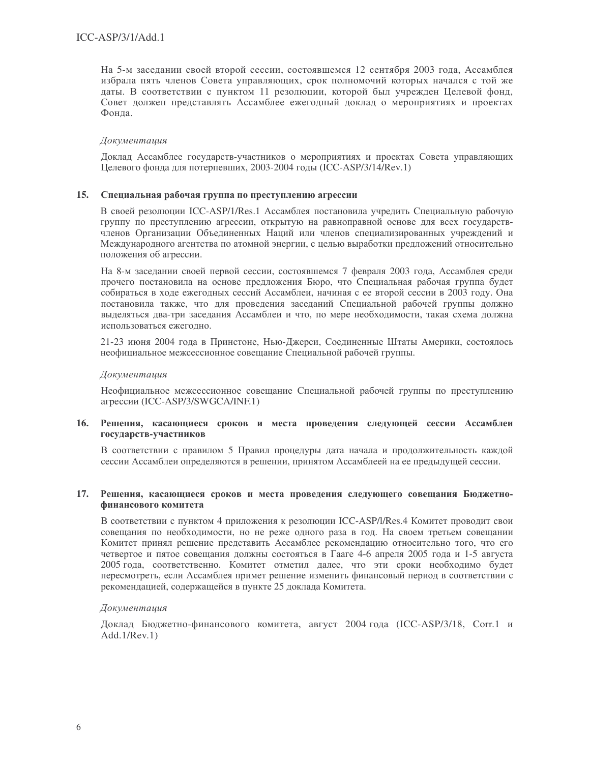На 5-м заседании своей второй сессии, состоявшемся 12 сентября 2003 года, Ассамблея избрала пять членов Совета управляющих, срок полномочий которых начался с той же даты. В соответствии с пунктом 11 резолюции, которой был учрежден Целевой фонд, Совет должен представлять Ассамблее ежегодный доклад о мероприятиях и проектах Фонда.

*Документация*

Доклад Ассамблее государств-участников о мероприятиях и проектах Совета управляющих Целевого фонда для потерпевших, 2003-2004 годы (ICC-ASP/3/14/Rev.1)

## 15. Специальная рабочая группа по преступлению агрессии

В своей резолюции ICC-ASP/1/Res.1 Ассамблея постановила учредить Специальную рабочую группу по преступлению агрессии, открытую на равноправной основе для всех государств-членов Организации Объединенных Наций или членов специализированных учреждений и Международного агентства по атомной энергии, с целью выработки предложений относительно положения об агрессии.

На 8-м заседании своей первой сессии, состоявшемся 7 февраля 2003 года, Ассамблея среди прочего постановила на основе предложения Бюро, что Специальная рабочая группа будет собираться в ходе ежегодных сессий Ассамблеи, начиная с ее второй сессии в 2003 году. Она постановила также, что для проведения заседаний Специальной рабочей группы должно выделяться два-три заседания Ассамблеи и что, по мере необходимости, такая схема должна использоваться ежегодно.

21-23 июня 2004 года в Принстоне, Нью-Джерси, Соединенные Штаты Америки, состоялось неофициальное межсессионное совещание Специальной рабочей группы.

*Документация*

Неофициальное межсессионное совещание Специальной рабочей группы по преступлению агрессии (ICC-ASP/3/SWGCA/INF.1)

## 16. Решения, касающиеся сроков и места проведения следующей сессии Ассамблеи государств-участников

В соответствии с правилом 5 Правил процедуры дата начала и продолжительность каждой сессии Ассамблеи определяются в решении, принятом Ассамблеей на ее предыдущей сессии.

## 17. Решения, касающиеся сроков и места проведения следующего совещания Бюджетно-финансового комитета

В соответствии с пунктом 4 приложения к резолюции ICC-ASP/l/Res.4 Комитет проводит свои совещания по необходимости, но не реже одного раза в год. На своем третьем совещании Комитет принял решение представить Ассамблее рекомендацию относительно того, что его четвертое и пятое совещания должны состояться в Гааге 4-6 апреля 2005 года и 1-5 августа 2005 года, соответственно. Комитет отметил далее, что эти сроки необходимо будет пересмотреть, если Ассамблея примет решение изменить финансовый период в соответствии с рекомендацией, содержащейся в пункте 25 доклада Комитета.

*Документация*

Доклад Бюджетно-финансового комитета, август 2004 года (ICC-ASP/3/18, Corr.1 и Add.1/Rev.1)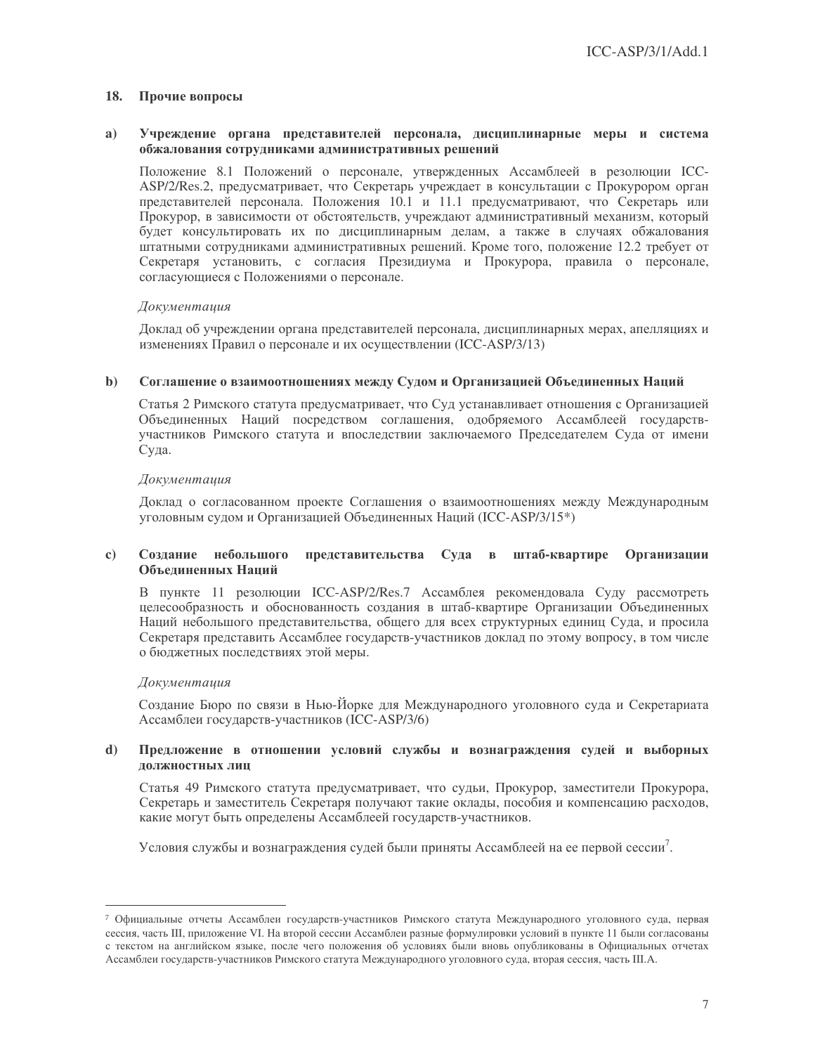## 18. Прочие вопросы

### a) Учреждение органа представителей персонала, дисциплинарные меры и система обжалования сотрудниками административных решений

Положение 8.1 Положений о персонале, утвержденных Ассамблеей в резолюции ICC-ASP/2/Res.2, предусматривает, что Секретарь учреждает в консультации с Прокурором орган представителей персонала. Положения 10.1 и 11.1 предусматривают, что Секретарь или Прокурор, в зависимости от обстоятельств, учреждают административный механизм, который будет консультировать их по дисциплинарным делам, а также в случаях обжалования штатными сотрудниками административных решений. Кроме того, положение 12.2 требует от Секретаря установить, с согласия Президиума и Прокурора, правила о персонале, согласующиеся с Положениями о персонале.

*Документация*

Доклад об учреждении органа представителей персонала, дисциплинарных мерах, апелляциях и изменениях Правил о персонале и их осуществлении (ICC-ASP/3/13)

### b) Соглашение о взаимоотношениях между Судом и Организацией Объединенных Наций

Статья 2 Римского статута предусматривает, что Суд устанавливает отношения с Организацией Объединенных Наций посредством соглашения, одобряемого Ассамблеей государств-участников Римского статута и впоследствии заключаемого Председателем Суда от имени Суда.

*Документация*

Доклад о согласованном проекте Соглашения о взаимоотношениях между Международным уголовным судом и Организацией Объединенных Наций (ICC-ASP/3/15*)

### c) Создание небольшого представительства Суда в штаб-квартире Организации Объединенных Наций

В пункте 11 резолюции ICC-ASP/2/Res.7 Ассамблея рекомендовала Суду рассмотреть целесообразность и обоснованность создания в штаб-квартире Организации Объединенных Наций небольшого представительства, общего для всех структурных единиц Суда, и просила Секретаря представить Ассамблее государств-участников доклад по этому вопросу, в том числе о бюджетных последствиях этой меры.

*Документация*

Создание Бюро по связи в Нью-Йорке для Международного уголовного суда и Секретариата Ассамблеи государств-участников (ICC-ASP/3/6)

### d) Предложение в отношении условий службы и вознаграждения судей и выборных должностных лиц

Статья 49 Римского статута предусматривает, что судьи, Прокурор, заместители Прокурора, Секретарь и заместитель Секретаря получают такие оклады, пособия и компенсацию расходов, какие могут быть определены Ассамблеей государств-участников.

Условия службы и вознаграждения судей были приняты Ассамблеей на ее первой сессии[7].

---

[7] Официальные отчеты Ассамблеи государств-участников Римского статута Международного уголовного суда, первая сессия, часть III, приложение VI. На второй сессии Ассамблеи разные формулировки условий в пункте 11 были согласованы с текстом на английском языке, после чего положения об условиях были вновь опубликованы в Официальных отчетах Ассамблеи государств-участников Римского статута Международного уголовного суда, вторая сессия, часть III.A.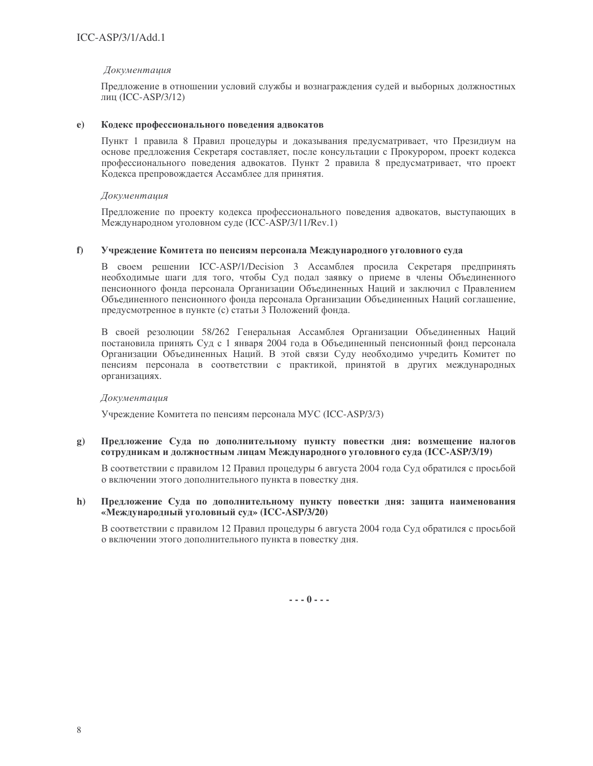*Документация*

Предложение в отношении условий службы и вознаграждения судей и выборных должностных лиц (ICC-ASP/3/12)

**e) Кодекс профессионального поведения адвокатов**

Пункт 1 правила 8 Правил процедуры и доказывания предусматривает, что Президиум на основе предложения Секретаря составляет, после консультации с Прокурором, проект кодекса профессионального поведения адвокатов. Пункт 2 правила 8 предусматривает, что проект Кодекса препровождается Ассамблее для принятия.

*Документация*

Предложение по проекту кодекса профессионального поведения адвокатов, выступающих в Международном уголовном суде (ICC-ASP/3/11/Rev.1)

**f) Учреждение Комитета по пенсиям персонала Международного уголовного суда**

В своем решении ICC-ASP/1/Decision 3 Ассамблея просила Секретаря предпринять необходимые шаги для того, чтобы Суд подал заявку о приеме в члены Объединенного пенсионного фонда персонала Организации Объединенных Наций и заключил с Правлением Объединенного пенсионного фонда персонала Организации Объединенных Наций соглашение, предусмотренное в пункте (с) статьи 3 Положений фонда.

В своей резолюции 58/262 Генеральная Ассамблея Организации Объединенных Наций постановила принять Суд с 1 января 2004 года в Объединенный пенсионный фонд персонала Организации Объединенных Наций. В этой связи Суду необходимо учредить Комитет по пенсиям персонала в соответствии с практикой, принятой в других международных организациях.

*Документация*

Учреждение Комитета по пенсиям персонала МУС (ICC-ASP/3/3)

**g) Предложение Суда по дополнительному пункту повестки дня: возмещение налогов сотрудникам и должностным лицам Международного уголовного суда (ICC-ASP/3/19)**

В соответствии с правилом 12 Правил процедуры 6 августа 2004 года Суд обратился с просьбой о включении этого дополнительного пункта в повестку дня.

**h) Предложение Суда по дополнительному пункту повестки дня: защита наименования «Международный уголовный суд» (ICC-ASP/3/20)**

В соответствии с правилом 12 Правил процедуры 6 августа 2004 года Суд обратился с просьбой о включении этого дополнительного пункта в повестку дня.

**- - - 0 - - -**